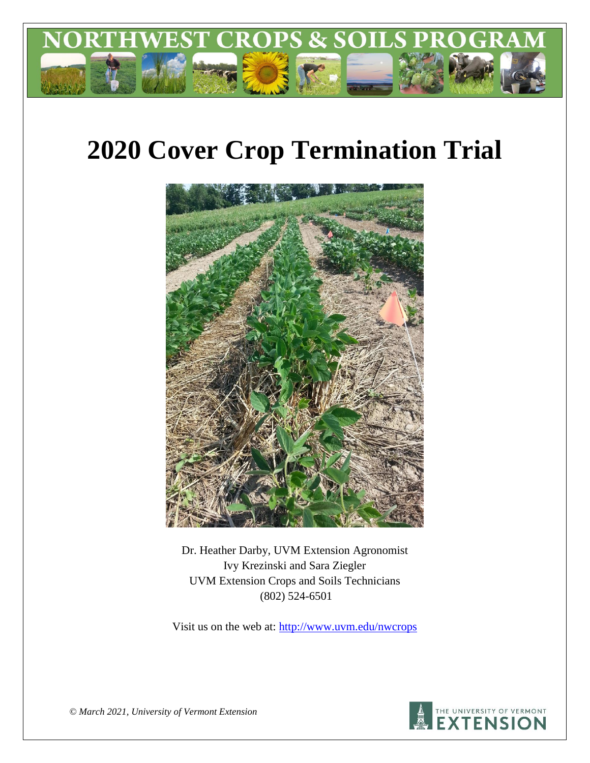# NORTHWEST CROPS & SOILS PROGRAM

# 2020 Cover Crop Termination Trial

Dr. Heather Darby, UVM Extension Agronomist
Ivy Krezinski and Sara Ziegler
UVM Extension Crops and Soils Technicians
(802) 524-6501

Visit us on the web at: http://www.uvm.edu/nwcrops

*© March 2021, University of Vermont Extension*

THE UNIVERSITY OF VERMONT EXTENSION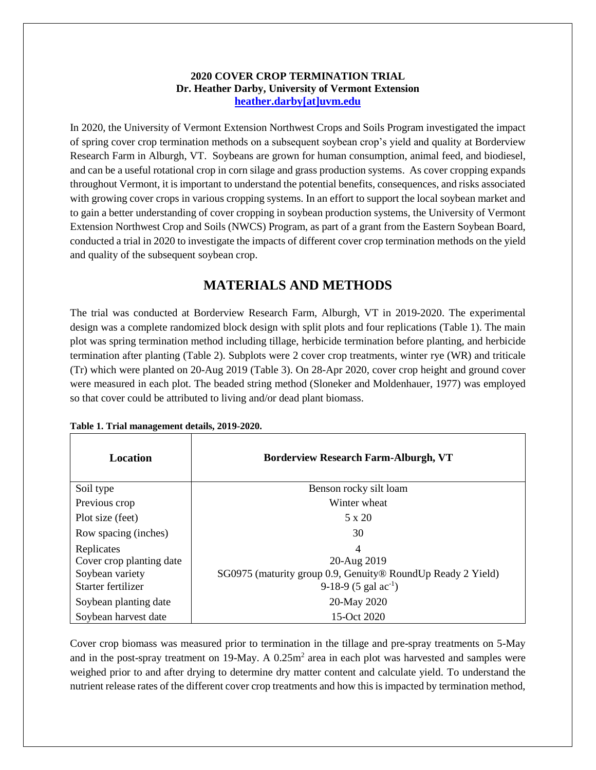**2020 COVER CROP TERMINATION TRIAL**
**Dr. Heather Darby, University of Vermont Extension**
**heather.darby[at]uvm.edu**

In 2020, the University of Vermont Extension Northwest Crops and Soils Program investigated the impact of spring cover crop termination methods on a subsequent soybean crop's yield and quality at Borderview Research Farm in Alburgh, VT. Soybeans are grown for human consumption, animal feed, and biodiesel, and can be a useful rotational crop in corn silage and grass production systems. As cover cropping expands throughout Vermont, it is important to understand the potential benefits, consequences, and risks associated with growing cover crops in various cropping systems. In an effort to support the local soybean market and to gain a better understanding of cover cropping in soybean production systems, the University of Vermont Extension Northwest Crop and Soils (NWCS) Program, as part of a grant from the Eastern Soybean Board, conducted a trial in 2020 to investigate the impacts of different cover crop termination methods on the yield and quality of the subsequent soybean crop.

## MATERIALS AND METHODS

The trial was conducted at Borderview Research Farm, Alburgh, VT in 2019-2020. The experimental design was a complete randomized block design with split plots and four replications (Table 1). The main plot was spring termination method including tillage, herbicide termination before planting, and herbicide termination after planting (Table 2). Subplots were 2 cover crop treatments, winter rye (WR) and triticale (Tr) which were planted on 20-Aug 2019 (Table 3). On 28-Apr 2020, cover crop height and ground cover were measured in each plot. The beaded string method (Sloneker and Moldenhauer, 1977) was employed so that cover could be attributed to living and/or dead plant biomass.

**Table 1. Trial management details, 2019-2020.**

| Location | Borderview Research Farm-Alburgh, VT |
|---|---|
| Soil type | Benson rocky silt loam |
| Previous crop | Winter wheat |
| Plot size (feet) | 5 x 20 |
| Row spacing (inches) | 30 |
| Replicates | 4 |
| Cover crop planting date | 20-Aug 2019 |
| Soybean variety | SG0975 (maturity group 0.9, Genuity® RoundUp Ready 2 Yield) |
| Starter fertilizer | 9-18-9 (5 gal $ac^{-1}$) |
| Soybean planting date | 20-May 2020 |
| Soybean harvest date | 15-Oct 2020 |

Cover crop biomass was measured prior to termination in the tillage and pre-spray treatments on 5-May and in the post-spray treatment on 19-May. A $0.25m^2$ area in each plot was harvested and samples were weighed prior to and after drying to determine dry matter content and calculate yield. To understand the nutrient release rates of the different cover crop treatments and how this is impacted by termination method,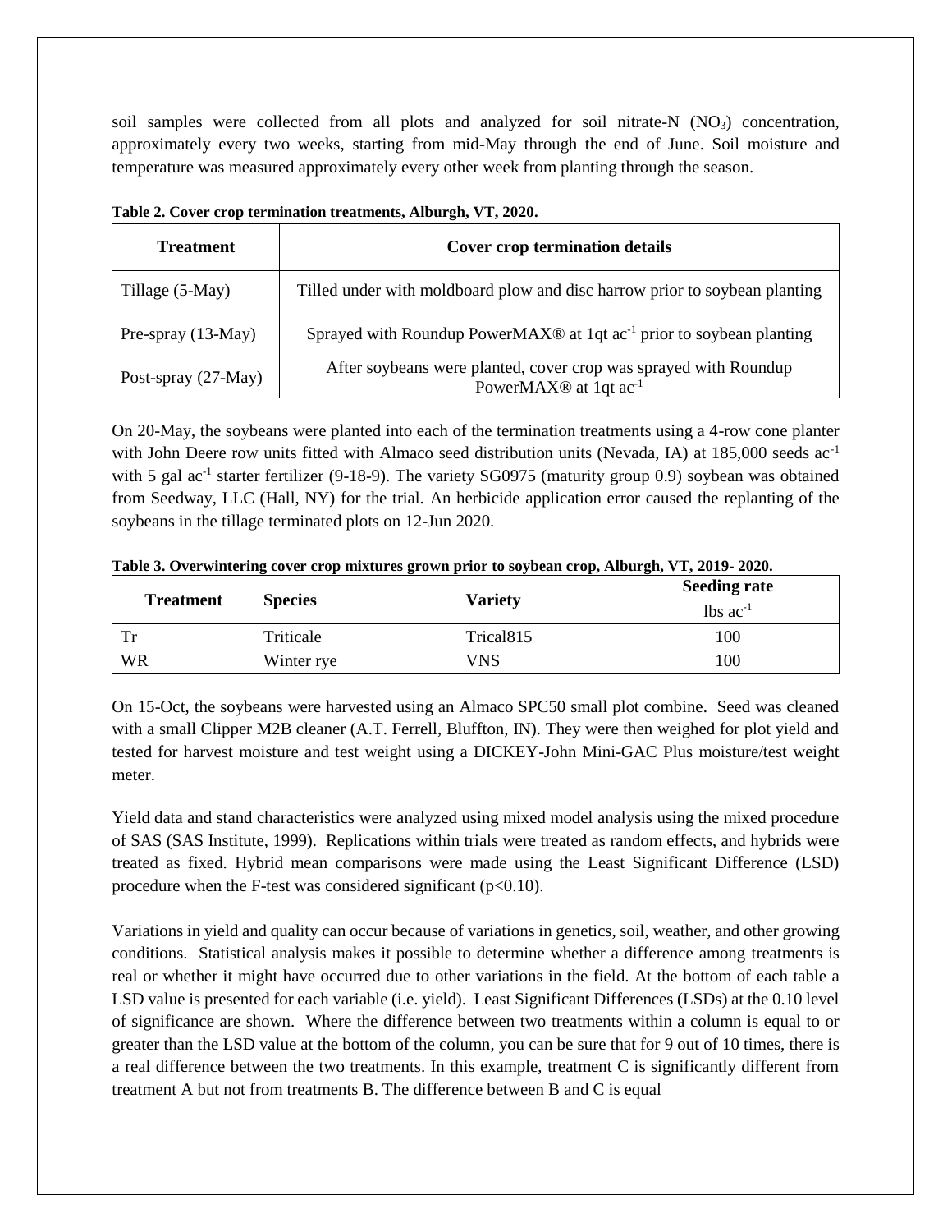soil samples were collected from all plots and analyzed for soil nitrate-N ($NO_3$) concentration, approximately every two weeks, starting from mid-May through the end of June. Soil moisture and temperature was measured approximately every other week from planting through the season.

**Table 2. Cover crop termination treatments, Alburgh, VT, 2020.**

| Treatment | Cover crop termination details |
|---|---|
| Tillage (5-May) | Tilled under with moldboard plow and disc harrow prior to soybean planting |
| Pre-spray (13-May) | Sprayed with Roundup PowerMAX® at 1qt $ac^{-1}$ prior to soybean planting |
| Post-spray (27-May) | After soybeans were planted, cover crop was sprayed with Roundup PowerMAX® at 1qt $ac^{-1}$ |

On 20-May, the soybeans were planted into each of the termination treatments using a 4-row cone planter with John Deere row units fitted with Almaco seed distribution units (Nevada, IA) at 185,000 seeds $ac^{-1}$ with 5 gal $ac^{-1}$ starter fertilizer (9-18-9). The variety SG0975 (maturity group 0.9) soybean was obtained from Seedway, LLC (Hall, NY) for the trial. An herbicide application error caused the replanting of the soybeans in the tillage terminated plots on 12-Jun 2020.

**Table 3. Overwintering cover crop mixtures grown prior to soybean crop, Alburgh, VT, 2019- 2020.**

| Treatment | Species | Variety | Seeding rate |
|---|---|---|---|
| | | | lbs $ac^{-1}$ |
| Tr | Triticale | Trical815 | 100 |
| WR | Winter rye | VNS | 100 |

On 15-Oct, the soybeans were harvested using an Almaco SPC50 small plot combine. Seed was cleaned with a small Clipper M2B cleaner (A.T. Ferrell, Bluffton, IN). They were then weighed for plot yield and tested for harvest moisture and test weight using a DICKEY-John Mini-GAC Plus moisture/test weight meter.

Yield data and stand characteristics were analyzed using mixed model analysis using the mixed procedure of SAS (SAS Institute, 1999). Replications within trials were treated as random effects, and hybrids were treated as fixed. Hybrid mean comparisons were made using the Least Significant Difference (LSD) procedure when the F-test was considered significant ($p<0.10$).

Variations in yield and quality can occur because of variations in genetics, soil, weather, and other growing conditions. Statistical analysis makes it possible to determine whether a difference among treatments is real or whether it might have occurred due to other variations in the field. At the bottom of each table a LSD value is presented for each variable (i.e. yield). Least Significant Differences (LSDs) at the 0.10 level of significance are shown. Where the difference between two treatments within a column is equal to or greater than the LSD value at the bottom of the column, you can be sure that for 9 out of 10 times, there is a real difference between the two treatments. In this example, treatment C is significantly different from treatment A but not from treatments B. The difference between B and C is equal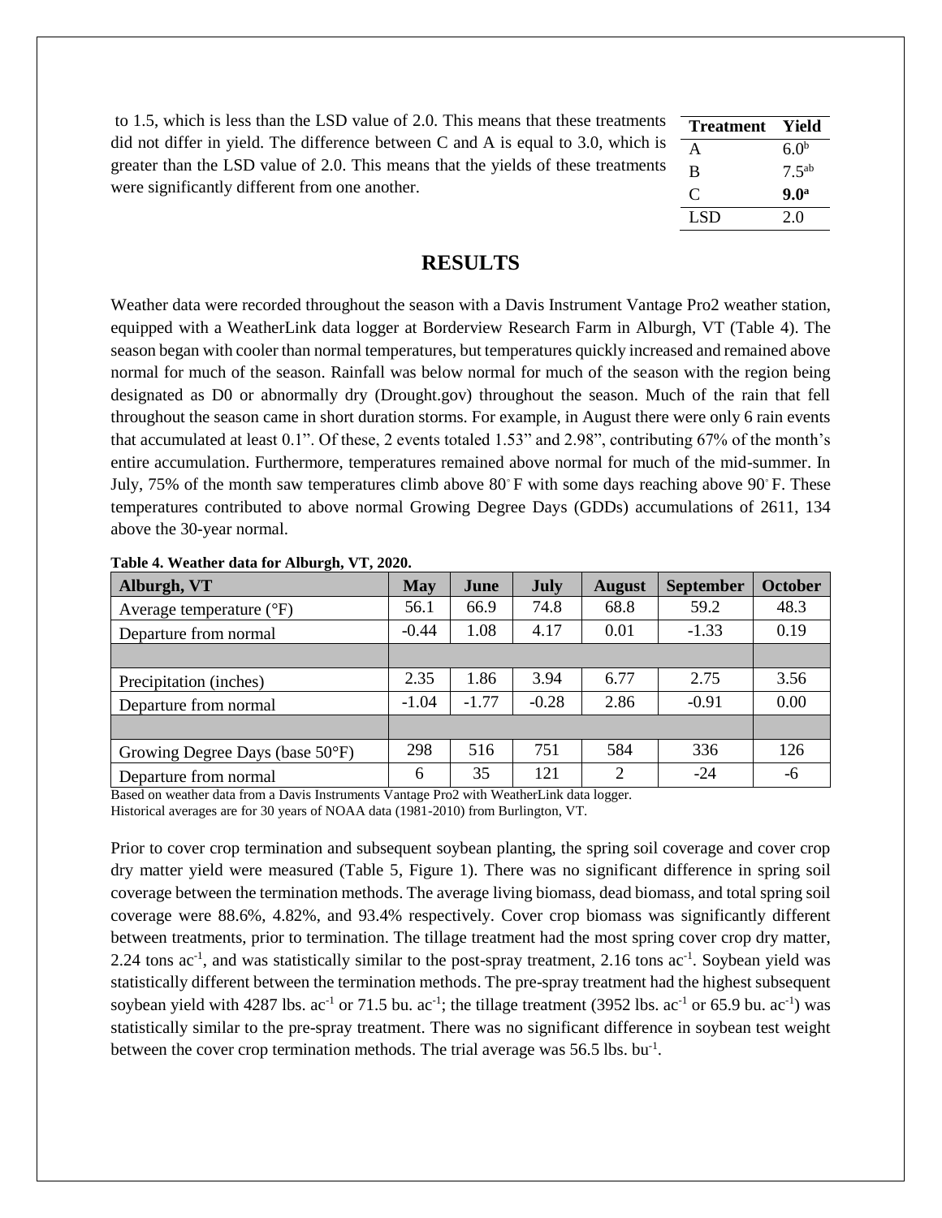to 1.5, which is less than the LSD value of 2.0. This means that these treatments did not differ in yield. The difference between C and A is equal to 3.0, which is greater than the LSD value of 2.0. This means that the yields of these treatments were significantly different from one another.

| Treatment | Yield |
|---|---|
| A | 6.0[b] |
| B | 7.5[ab] |
| C | **9.0[a]** |
| LSD | 2.0 |

## RESULTS

Weather data were recorded throughout the season with a Davis Instrument Vantage Pro2 weather station, equipped with a WeatherLink data logger at Borderview Research Farm in Alburgh, VT (Table 4). The season began with cooler than normal temperatures, but temperatures quickly increased and remained above normal for much of the season. Rainfall was below normal for much of the season with the region being designated as D0 or abnormally dry (Drought.gov) throughout the season. Much of the rain that fell throughout the season came in short duration storms. For example, in August there were only 6 rain events that accumulated at least 0.1". Of these, 2 events totaled 1.53" and 2.98", contributing 67% of the month's entire accumulation. Furthermore, temperatures remained above normal for much of the mid-summer. In July, 75% of the month saw temperatures climb above 80° F with some days reaching above 90° F. These temperatures contributed to above normal Growing Degree Days (GDDs) accumulations of 2611, 134 above the 30-year normal.

**Table 4. Weather data for Alburgh, VT, 2020.**

| Alburgh, VT | May | June | July | August | September | October |
|---|---|---|---|---|---|---|
| Average temperature (°F) | 56.1 | 66.9 | 74.8 | 68.8 | 59.2 | 48.3 |
| Departure from normal | -0.44 | 1.08 | 4.17 | 0.01 | -1.33 | 0.19 |
| | | | | | | |
| Precipitation (inches) | 2.35 | 1.86 | 3.94 | 6.77 | 2.75 | 3.56 |
| Departure from normal | -1.04 | -1.77 | -0.28 | 2.86 | -0.91 | 0.00 |
| | | | | | | |
| Growing Degree Days (base 50°F) | 298 | 516 | 751 | 584 | 336 | 126 |
| Departure from normal | 6 | 35 | 121 | 2 | -24 | -6 |

Based on weather data from a Davis Instruments Vantage Pro2 with WeatherLink data logger.
Historical averages are for 30 years of NOAA data (1981-2010) from Burlington, VT.

Prior to cover crop termination and subsequent soybean planting, the spring soil coverage and cover crop dry matter yield were measured (Table 5, Figure 1). There was no significant difference in spring soil coverage between the termination methods. The average living biomass, dead biomass, and total spring soil coverage were 88.6%, 4.82%, and 93.4% respectively. Cover crop biomass was significantly different between treatments, prior to termination. The tillage treatment had the most spring cover crop dry matter, 2.24 tons $ac^{-1}$, and was statistically similar to the post-spray treatment, 2.16 tons $ac^{-1}$. Soybean yield was statistically different between the termination methods. The pre-spray treatment had the highest subsequent soybean yield with 4287 lbs. $ac^{-1}$ or 71.5 bu. $ac^{-1}$; the tillage treatment (3952 lbs. $ac^{-1}$ or 65.9 bu. $ac^{-1}$) was statistically similar to the pre-spray treatment. There was no significant difference in soybean test weight between the cover crop termination methods. The trial average was 56.5 lbs. $bu^{-1}$.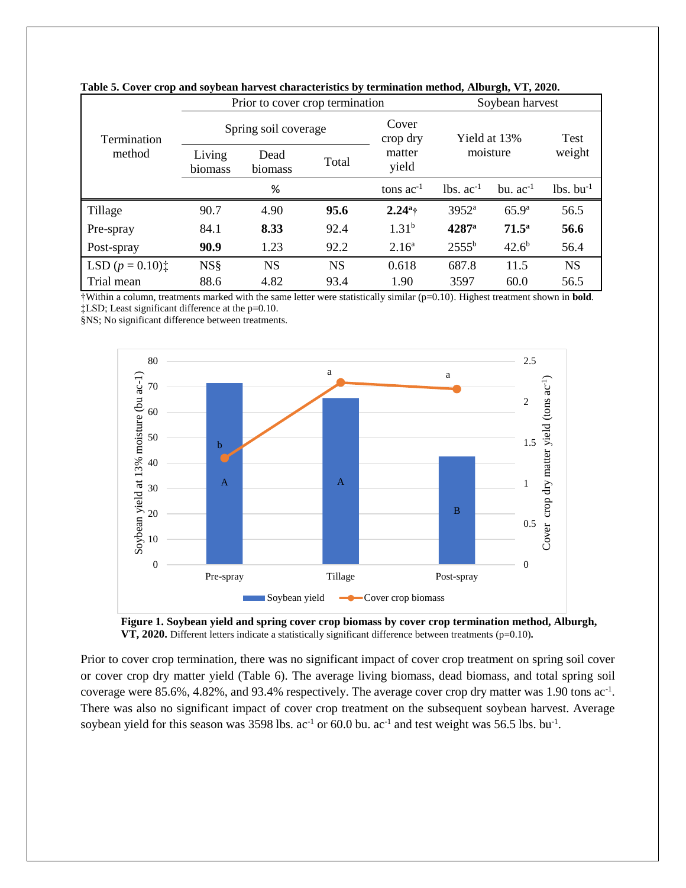**Table 5. Cover crop and soybean harvest characteristics by termination method, Alburgh, VT, 2020.**

| Termination method | Prior to cover crop termination | | | | Soybean harvest | | |
|---|---|---|---|---|---|---|---|
| | Spring soil coverage | | | Cover crop dry matter yield | Yield at 13% moisture | | Test weight |
| | Living biomass | Dead biomass | Total | | | | |
| | % | | | tons ac$^{-1}$ | lbs. ac$^{-1}$ | bu. ac$^{-1}$ | lbs. bu$^{-1}$ |
| Tillage | 90.7 | 4.90 | **95.6** | **2.24**[a]† | 3952[a] | 65.9[a] | 56.5 |
| Pre-spray | 84.1 | **8.33** | 92.4 | 1.31[b] | **4287**[a] | **71.5**[a] | **56.6** |
| Post-spray | **90.9** | 1.23 | 92.2 | 2.16[a] | 2555[b] | 42.6[b] | 56.4 |
| LSD ($p$ = 0.10)‡ | NS§ | NS | NS | 0.618 | 687.8 | 11.5 | NS |
| Trial mean | 88.6 | 4.82 | 93.4 | 1.90 | 3597 | 60.0 | 56.5 |

†Within a column, treatments marked with the same letter were statistically similar (p=0.10). Highest treatment shown in **bold**.
‡LSD; Least significant difference at the p=0.10.
§NS; No significant difference between treatments.

**Figure 1. Soybean yield and spring cover crop biomass by cover crop termination method, Alburgh, VT, 2020.** Different letters indicate a statistically significant difference between treatments (p=0.10).

Prior to cover crop termination, there was no significant impact of cover crop treatment on spring soil cover or cover crop dry matter yield (Table 6). The average living biomass, dead biomass, and total spring soil coverage were 85.6%, 4.82%, and 93.4% respectively. The average cover crop dry matter was 1.90 tons ac$^{-1}$. There was also no significant impact of cover crop treatment on the subsequent soybean harvest. Average soybean yield for this season was 3598 lbs. ac$^{-1}$ or 60.0 bu. ac$^{-1}$ and test weight was 56.5 lbs. bu$^{-1}$.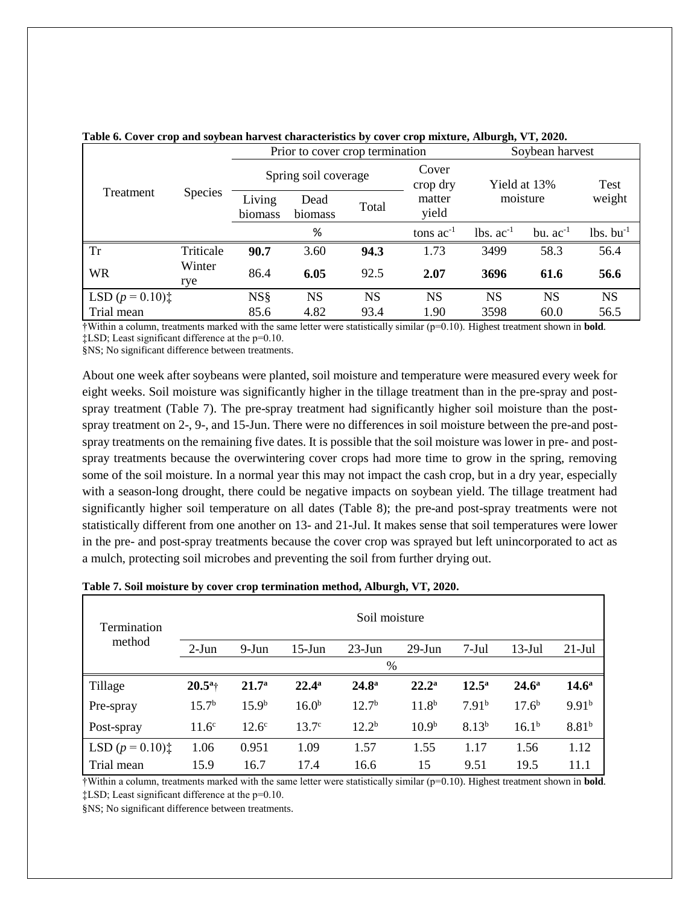**Table 6. Cover crop and soybean harvest characteristics by cover crop mixture, Alburgh, VT, 2020.**

| Treatment | Species | Prior to cover crop termination | | | | Soybean harvest | | |
|---|---|---|---|---|---|---|---|---|
| | | Spring soil coverage | | | Cover crop dry matter yield | Yield at 13% moisture | | Test weight |
| | | Living biomass | Dead biomass | Total | | | | |
| | | % | | | tons ac$^{-1}$ | lbs. ac$^{-1}$ | bu. ac$^{-1}$ | lbs. bu$^{-1}$ |
| Tr | Triticale | **90.7** | 3.60 | **94.3** | 1.73 | 3499 | 58.3 | 56.4 |
| WR | Winter rye | 86.4 | **6.05** | 92.5 | **2.07** | **3696** | **61.6** | **56.6** |
| LSD ($p$ = 0.10)‡ | | NS§ | NS | NS | NS | NS | NS | NS |
| Trial mean | | 85.6 | 4.82 | 93.4 | 1.90 | 3598 | 60.0 | 56.5 |

†Within a column, treatments marked with the same letter were statistically similar (p=0.10). Highest treatment shown in **bold**.
‡LSD; Least significant difference at the p=0.10.
§NS; No significant difference between treatments.

About one week after soybeans were planted, soil moisture and temperature were measured every week for eight weeks. Soil moisture was significantly higher in the tillage treatment than in the pre-spray and post-spray treatment (Table 7). The pre-spray treatment had significantly higher soil moisture than the post-spray treatment on 2-, 9-, and 15-Jun. There were no differences in soil moisture between the pre-and post-spray treatments on the remaining five dates. It is possible that the soil moisture was lower in pre- and post-spray treatments because the overwintering cover crops had more time to grow in the spring, removing some of the soil moisture. In a normal year this may not impact the cash crop, but in a dry year, especially with a season-long drought, there could be negative impacts on soybean yield. The tillage treatment had significantly higher soil temperature on all dates (Table 8); the pre-and post-spray treatments were not statistically different from one another on 13- and 21-Jul. It makes sense that soil temperatures were lower in the pre- and post-spray treatments because the cover crop was sprayed but left unincorporated to act as a mulch, protecting soil microbes and preventing the soil from further drying out.

**Table 7. Soil moisture by cover crop termination method, Alburgh, VT, 2020.**

| Termination method | Soil moisture | | | | | | | |
|---|---|---|---|---|---|---|---|---|
| | 2-Jun | 9-Jun | 15-Jun | 23-Jun | 29-Jun | 7-Jul | 13-Jul | 21-Jul |
| | % | | | | | | | |
| Tillage | **20.5$^{a}$**† | **21.7$^{a}$** | **22.4$^{a}$** | **24.8$^{a}$** | **22.2$^{a}$** | **12.5$^{a}$** | **24.6$^{a}$** | **14.6$^{a}$** |
| Pre-spray | 15.7$^{b}$ | 15.9$^{b}$ | 16.0$^{b}$ | 12.7$^{b}$ | 11.8$^{b}$ | 7.91$^{b}$ | 17.6$^{b}$ | 9.91$^{b}$ |
| Post-spray | 11.6$^{c}$ | 12.6$^{c}$ | 13.7$^{c}$ | 12.2$^{b}$ | 10.9$^{b}$ | 8.13$^{b}$ | 16.1$^{b}$ | 8.81$^{b}$ |
| LSD ($p$ = 0.10)‡ | 1.06 | 0.951 | 1.09 | 1.57 | 1.55 | 1.17 | 1.56 | 1.12 |
| Trial mean | 15.9 | 16.7 | 17.4 | 16.6 | 15 | 9.51 | 19.5 | 11.1 |

†Within a column, treatments marked with the same letter were statistically similar (p=0.10). Highest treatment shown in **bold**.
‡LSD; Least significant difference at the p=0.10.
§NS; No significant difference between treatments.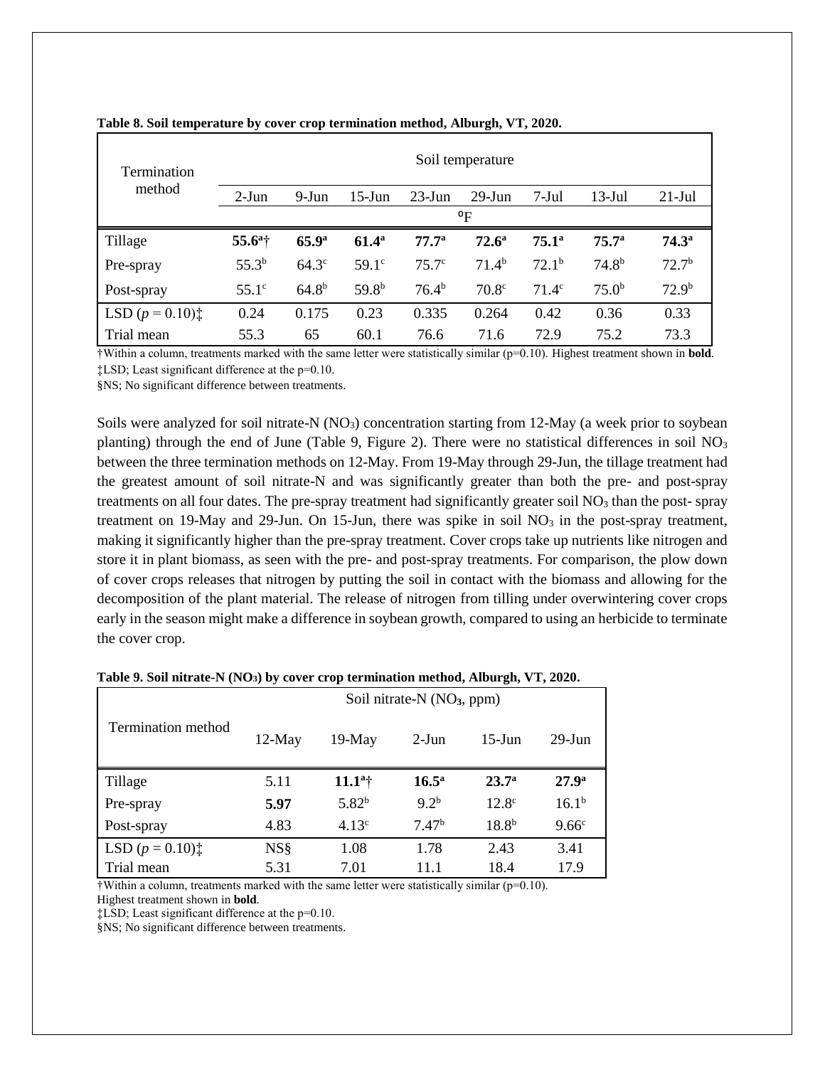**Table 8. Soil temperature by cover crop termination method, Alburgh, VT, 2020.**

| Termination method | Soil temperature | | | | | | | |
|---|---|---|---|---|---|---|---|---|
| | 2-Jun | 9-Jun | 15-Jun | 23-Jun | 29-Jun | 7-Jul | 13-Jul | 21-Jul |
| | ºF | | | | | | | |
| Tillage | **55.6**[a]† | **65.9**[a] | **61.4**[a] | **77.7**[a] | **72.6**[a] | **75.1**[a] | **75.7**[a] | **74.3**[a] |
| Pre-spray | 55.3[b] | 64.3[c] | 59.1[c] | 75.7[c] | 71.4[b] | 72.1[b] | 74.8[b] | 72.7[b] |
| Post-spray | 55.1[c] | 64.8[b] | 59.8[b] | 76.4[b] | 70.8[c] | 71.4[c] | 75.0[b] | 72.9[b] |
| LSD ($p$ = 0.10)‡ | 0.24 | 0.175 | 0.23 | 0.335 | 0.264 | 0.42 | 0.36 | 0.33 |
| Trial mean | 55.3 | 65 | 60.1 | 76.6 | 71.6 | 72.9 | 75.2 | 73.3 |

†Within a column, treatments marked with the same letter were statistically similar (p=0.10). Highest treatment shown in **bold**.
‡LSD; Least significant difference at the p=0.10.
§NS; No significant difference between treatments.

Soils were analyzed for soil nitrate-N ($NO_3$) concentration starting from 12-May (a week prior to soybean planting) through the end of June (Table 9, Figure 2). There were no statistical differences in soil $NO_3$ between the three termination methods on 12-May. From 19-May through 29-Jun, the tillage treatment had the greatest amount of soil nitrate-N and was significantly greater than both the pre- and post-spray treatments on all four dates. The pre-spray treatment had significantly greater soil $NO_3$ than the post- spray treatment on 19-May and 29-Jun. On 15-Jun, there was spike in soil $NO_3$ in the post-spray treatment, making it significantly higher than the pre-spray treatment. Cover crops take up nutrients like nitrogen and store it in plant biomass, as seen with the pre- and post-spray treatments. For comparison, the plow down of cover crops releases that nitrogen by putting the soil in contact with the biomass and allowing for the decomposition of the plant material. The release of nitrogen from tilling under overwintering cover crops early in the season might make a difference in soybean growth, compared to using an herbicide to terminate the cover crop.

**Table 9. Soil nitrate-N ($NO_3$) by cover crop termination method, Alburgh, VT, 2020.**

| Termination method | Soil nitrate-N ($NO_3$, ppm) | | | | |
|---|---|---|---|---|---|
| | 12-May | 19-May | 2-Jun | 15-Jun | 29-Jun |
| Tillage | 5.11 | **11.1**[a]† | **16.5**[a] | **23.7**[a] | **27.9**[a] |
| Pre-spray | **5.97** | 5.82[b] | 9.2[b] | 12.8[c] | 16.1[b] |
| Post-spray | 4.83 | 4.13[c] | 7.47[b] | 18.8[b] | 9.66[c] |
| LSD ($p$ = 0.10)‡ | NS§ | 1.08 | 1.78 | 2.43 | 3.41 |
| Trial mean | 5.31 | 7.01 | 11.1 | 18.4 | 17.9 |

†Within a column, treatments marked with the same letter were statistically similar (p=0.10).
Highest treatment shown in **bold**.
‡LSD; Least significant difference at the p=0.10.
§NS; No significant difference between treatments.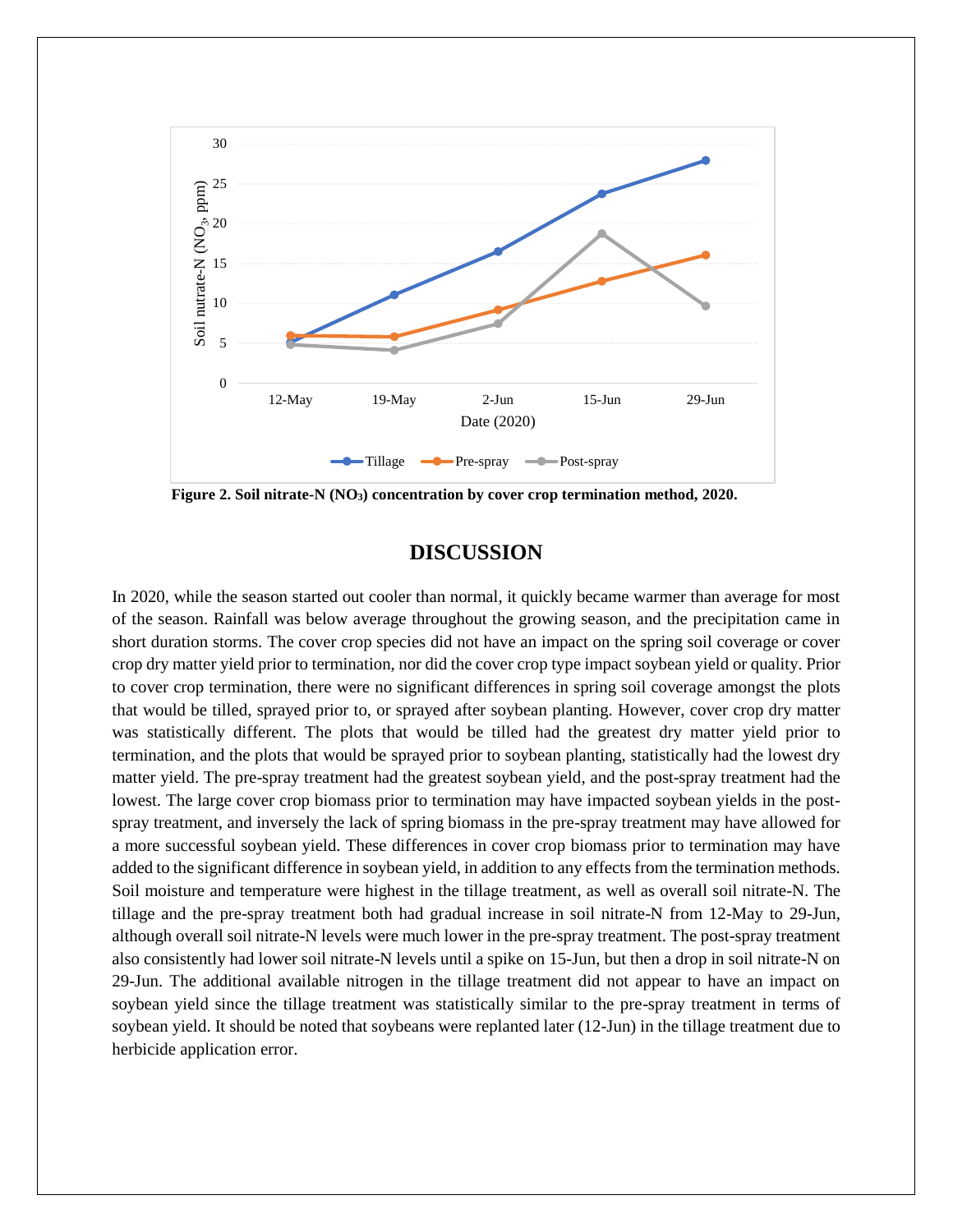**Figure 2. Soil nitrate-N ($NO_3$) concentration by cover crop termination method, 2020.**

## DISCUSSION

In 2020, while the season started out cooler than normal, it quickly became warmer than average for most of the season. Rainfall was below average throughout the growing season, and the precipitation came in short duration storms. The cover crop species did not have an impact on the spring soil coverage or cover crop dry matter yield prior to termination, nor did the cover crop type impact soybean yield or quality. Prior to cover crop termination, there were no significant differences in spring soil coverage amongst the plots that would be tilled, sprayed prior to, or sprayed after soybean planting. However, cover crop dry matter was statistically different. The plots that would be tilled had the greatest dry matter yield prior to termination, and the plots that would be sprayed prior to soybean planting, statistically had the lowest dry matter yield. The pre-spray treatment had the greatest soybean yield, and the post-spray treatment had the lowest. The large cover crop biomass prior to termination may have impacted soybean yields in the post-spray treatment, and inversely the lack of spring biomass in the pre-spray treatment may have allowed for a more successful soybean yield. These differences in cover crop biomass prior to termination may have added to the significant difference in soybean yield, in addition to any effects from the termination methods. Soil moisture and temperature were highest in the tillage treatment, as well as overall soil nitrate-N. The tillage and the pre-spray treatment both had gradual increase in soil nitrate-N from 12-May to 29-Jun, although overall soil nitrate-N levels were much lower in the pre-spray treatment. The post-spray treatment also consistently had lower soil nitrate-N levels until a spike on 15-Jun, but then a drop in soil nitrate-N on 29-Jun. The additional available nitrogen in the tillage treatment did not appear to have an impact on soybean yield since the tillage treatment was statistically similar to the pre-spray treatment in terms of soybean yield. It should be noted that soybeans were replanted later (12-Jun) in the tillage treatment due to herbicide application error.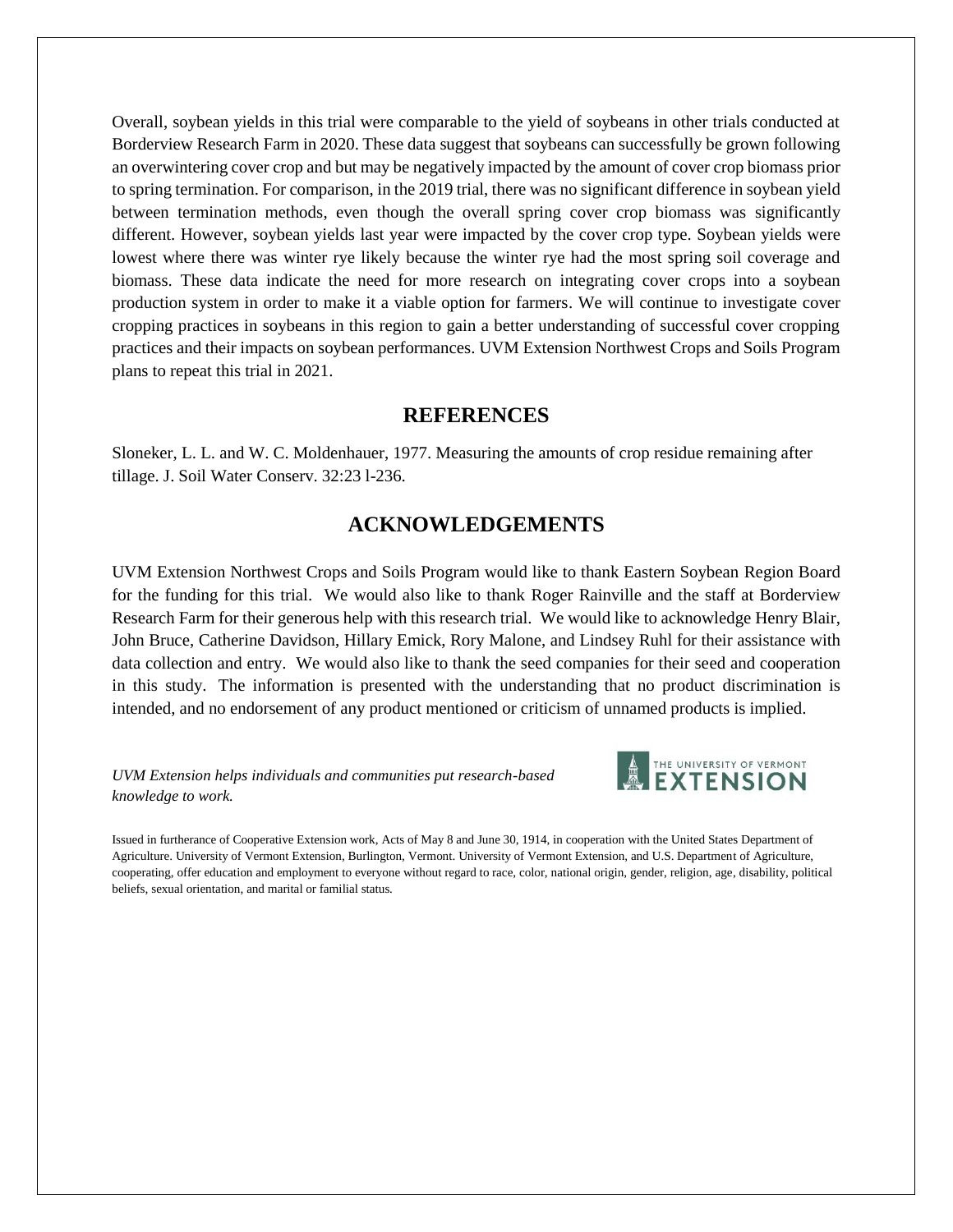Overall, soybean yields in this trial were comparable to the yield of soybeans in other trials conducted at Borderview Research Farm in 2020. These data suggest that soybeans can successfully be grown following an overwintering cover crop and but may be negatively impacted by the amount of cover crop biomass prior to spring termination. For comparison, in the 2019 trial, there was no significant difference in soybean yield between termination methods, even though the overall spring cover crop biomass was significantly different. However, soybean yields last year were impacted by the cover crop type. Soybean yields were lowest where there was winter rye likely because the winter rye had the most spring soil coverage and biomass. These data indicate the need for more research on integrating cover crops into a soybean production system in order to make it a viable option for farmers. We will continue to investigate cover cropping practices in soybeans in this region to gain a better understanding of successful cover cropping practices and their impacts on soybean performances. UVM Extension Northwest Crops and Soils Program plans to repeat this trial in 2021.

## REFERENCES

Sloneker, L. L. and W. C. Moldenhauer, 1977. Measuring the amounts of crop residue remaining after tillage. J. Soil Water Conserv. 32:23 l-236.

## ACKNOWLEDGEMENTS

UVM Extension Northwest Crops and Soils Program would like to thank Eastern Soybean Region Board for the funding for this trial. We would also like to thank Roger Rainville and the staff at Borderview Research Farm for their generous help with this research trial. We would like to acknowledge Henry Blair, John Bruce, Catherine Davidson, Hillary Emick, Rory Malone, and Lindsey Ruhl for their assistance with data collection and entry. We would also like to thank the seed companies for their seed and cooperation in this study. The information is presented with the understanding that no product discrimination is intended, and no endorsement of any product mentioned or criticism of unnamed products is implied.

*UVM Extension helps individuals and communities put research-based knowledge to work.*

THE UNIVERSITY OF VERMONT EXTENSION

Issued in furtherance of Cooperative Extension work, Acts of May 8 and June 30, 1914, in cooperation with the United States Department of Agriculture. University of Vermont Extension, Burlington, Vermont. University of Vermont Extension, and U.S. Department of Agriculture, cooperating, offer education and employment to everyone without regard to race, color, national origin, gender, religion, age, disability, political beliefs, sexual orientation, and marital or familial status.